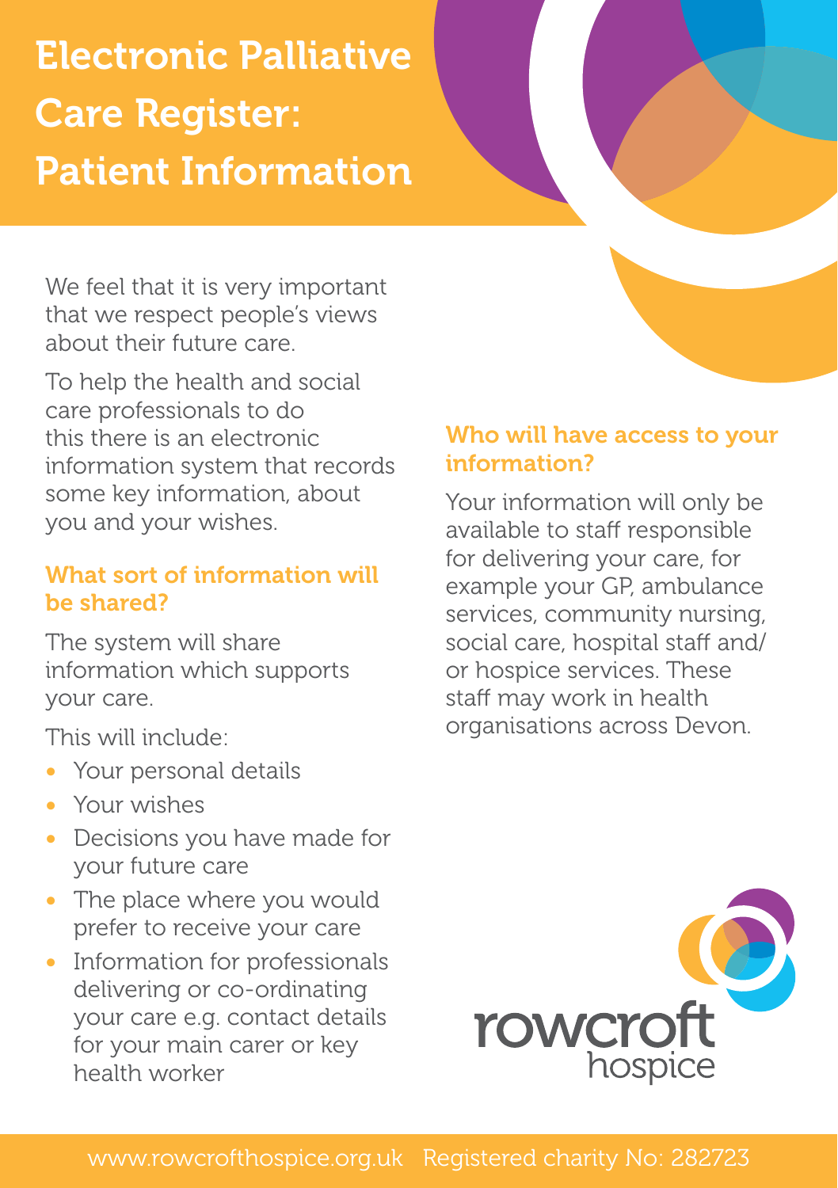# Electronic Palliative Care Register: Patient Information

We feel that it is very important that we respect people's views about their future care.

To help the health and social care professionals to do this there is an electronic information system that records some key information, about you and your wishes.

## What sort of information will be shared?

The system will share information which supports your care.

This will include:

- Your personal details
- Your wishes
- Decisions you have made for your future care
- The place where you would prefer to receive your care
- Information for professionals delivering or co-ordinating your care e.g. contact details for your main carer or key health worker

## Who will have access to your information?

Your information will only be available to staff responsible for delivering your care, for example your GP, ambulance services, community nursing, social care, hospital staff and/ or hospice services. These staff may work in health organisations across Devon.

rowcroft hospice

www.rowcrofthospice.org.uk Registered charity No: 282723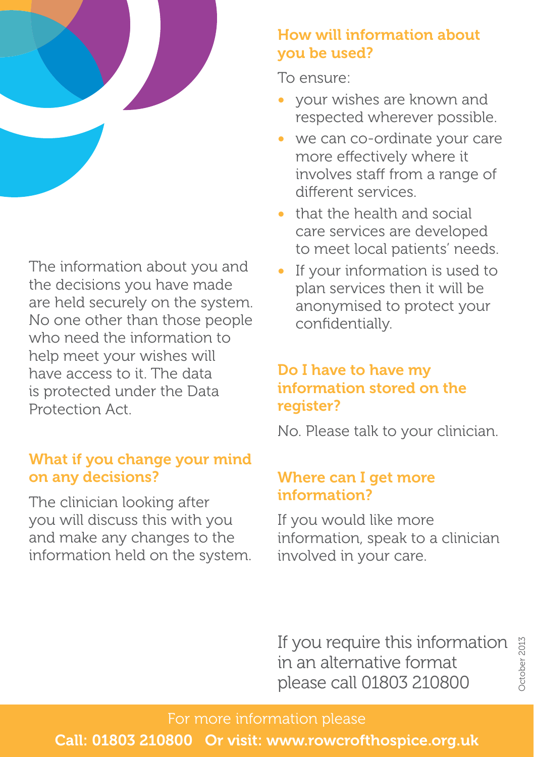The information about you and the decisions you have made are held securely on the system. No one other than those people who need the information to help meet your wishes will have access to it. The data is protected under the Data Protection Act.

## What if you change your mind on any decisions?

The clinician looking after you will discuss this with you and make any changes to the information held on the system.

## How will information about you be used?

To ensure:

- your wishes are known and respected wherever possible.
- we can co-ordinate your care more effectively where it involves staff from a range of different services.
- that the health and social care services are developed to meet local patients' needs.
- If your information is used to plan services then it will be anonymised to protect your confidentially.

## Do I have to have my information stored on the register?

No. Please talk to your clinician.

## Where can I get more information?

If you would like more information, speak to a clinician involved in your care.

If you require this information in an alternative format please call 01803 210800

October 2013

For more information please

**Call: 01803 210800 Or visit: www.rowcrofthospice.org.uk**